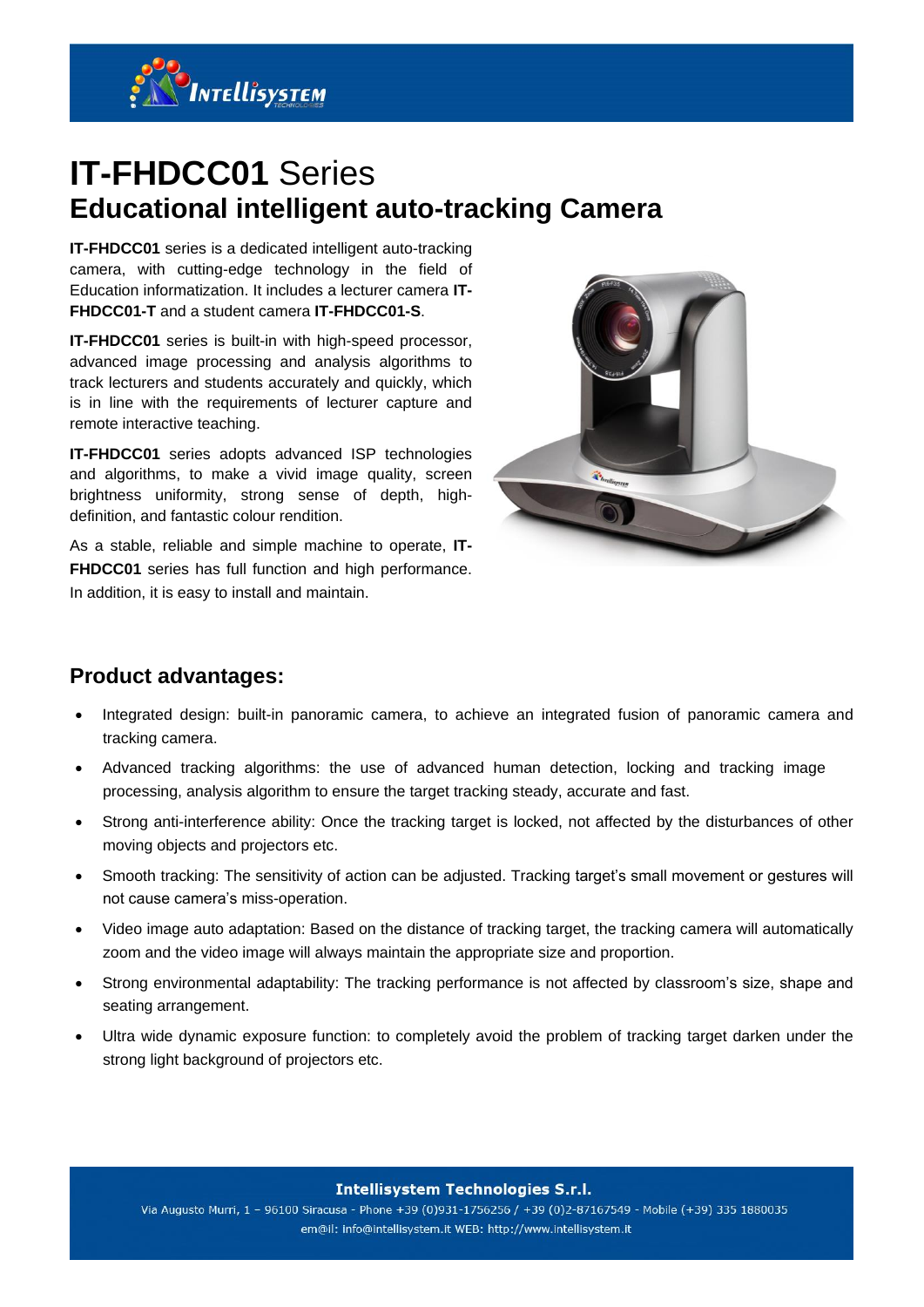# **IT-FHDCC01** Series

## Educational intelligent auto-tracking Camera

**IT-FHDCC01** series is a dedicated intelligent auto-tracking camera, with cutting-edge technology in the field of Education informatization. It includes a lecturer camera **IT-FHDCC01-T** and a student camera **IT-FHDCC01-S**.

**IT-FHDCC01** series is built-in with high-speed processor, advanced image processing and analysis algorithms to track lecturers and students accurately and quickly, which is in line with the requirements of lecturer capture and remote interactive teaching.

**IT-FHDCC01** series adopts advanced ISP technologies and algorithms, to make a vivid image quality, screen brightness uniformity, strong sense of depth, high-definition, and fantastic colour rendition.

As a stable, reliable and simple machine to operate, **IT-FHDCC01** series has full function and high performance. In addition, it is easy to install and maintain.

### Product advantages:

- Integrated design: built-in panoramic camera, to achieve an integrated fusion of panoramic camera and tracking camera.
- Advanced tracking algorithms: the use of advanced human detection, locking and tracking image processing, analysis algorithm to ensure the target tracking steady, accurate and fast.
- Strong anti-interference ability: Once the tracking target is locked, not affected by the disturbances of other moving objects and projectors etc.
- Smooth tracking: The sensitivity of action can be adjusted. Tracking target's small movement or gestures will not cause camera's miss-operation.
- Video image auto adaptation: Based on the distance of tracking target, the tracking camera will automatically zoom and the video image will always maintain the appropriate size and proportion.
- Strong environmental adaptability: The tracking performance is not affected by classroom's size, shape and seating arrangement.
- Ultra wide dynamic exposure function: to completely avoid the problem of tracking target darken under the strong light background of projectors etc.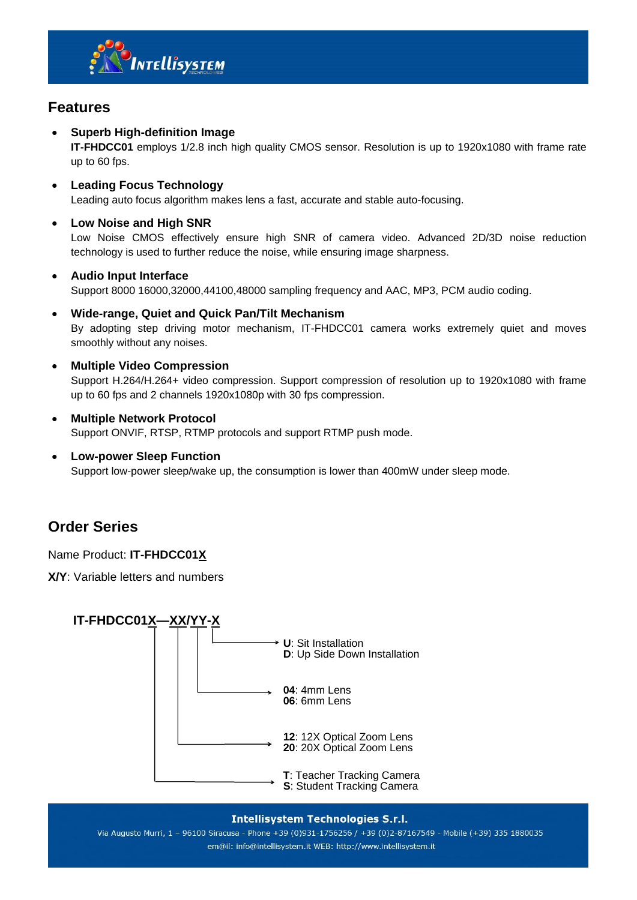## Features

- **Superb High-definition Image**
  **IT-FHDCC01** employs 1/2.8 inch high quality CMOS sensor. Resolution is up to 1920x1080 with frame rate up to 60 fps.

- **Leading Focus Technology**
  Leading auto focus algorithm makes lens a fast, accurate and stable auto-focusing.

- **Low Noise and High SNR**
  Low Noise CMOS effectively ensure high SNR of camera video. Advanced 2D/3D noise reduction technology is used to further reduce the noise, while ensuring image sharpness.

- **Audio Input Interface**
  Support 8000 16000,32000,44100,48000 sampling frequency and AAC, MP3, PCM audio coding.

- **Wide-range, Quiet and Quick Pan/Tilt Mechanism**
  By adopting step driving motor mechanism, IT-FHDCC01 camera works extremely quiet and moves smoothly without any noises.

- **Multiple Video Compression**
  Support H.264/H.264+ video compression. Support compression of resolution up to 1920x1080 with frame up to 60 fps and 2 channels 1920x1080p with 30 fps compression.

- **Multiple Network Protocol**
  Support ONVIF, RTSP, RTMP protocols and support RTMP push mode.

- **Low-power Sleep Function**
  Support low-power sleep/wake up, the consumption is lower than 400mW under sleep mode.

## Order Series

Name Product: **IT-FHDCC01X**

**X/Y**: Variable letters and numbers

**IT-FHDCC01X—XX/YY-X**

- **X** (last): **U**: Sit Installation; **D**: Up Side Down Installation
- **YY**: **04**: 4mm Lens; **06**: 6mm Lens
- **XX**: **12**: 12X Optical Zoom Lens; **20**: 20X Optical Zoom Lens
- **X** (first): **T**: Teacher Tracking Camera; **S**: Student Tracking Camera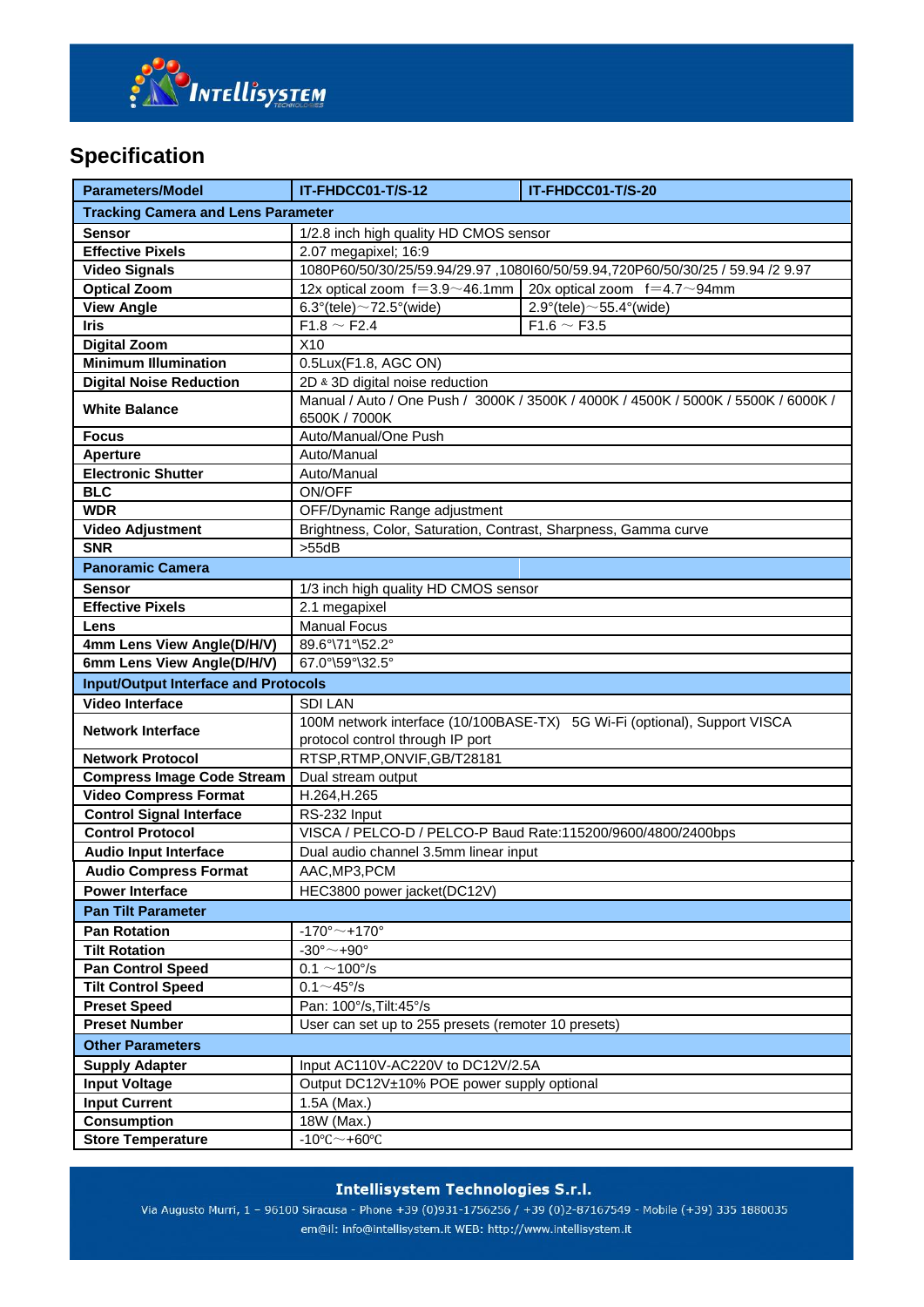## Specification

| Parameters/Model | IT-FHDCC01-T/S-12 | IT-FHDCC01-T/S-20 |
|---|---|---|
| **Tracking Camera and Lens Parameter** | | |
| **Sensor** | 1/2.8 inch high quality HD CMOS sensor | |
| **Effective Pixels** | 2.07 megapixel; 16:9 | |
| **Video Signals** | 1080P60/50/30/25/59.94/29.97 ,1080I60/50/59.94,720P60/50/30/25 / 59.94 /2 9.97 | |
| **Optical Zoom** | 12x optical zoom f=3.9～46.1mm | 20x optical zoom f=4.7～94mm |
| **View Angle** | 6.3°(tele)～72.5°(wide) | 2.9°(tele)～55.4°(wide) |
| **Iris** | F1.8 ～ F2.4 | F1.6 ～ F3.5 |
| **Digital Zoom** | X10 | |
| **Minimum Illumination** | 0.5Lux(F1.8, AGC ON) | |
| **Digital Noise Reduction** | 2D & 3D digital noise reduction | |
| **White Balance** | Manual / Auto / One Push / 3000K / 3500K / 4000K / 4500K / 5000K / 5500K / 6000K / 6500K / 7000K | |
| **Focus** | Auto/Manual/One Push | |
| **Aperture** | Auto/Manual | |
| **Electronic Shutter** | Auto/Manual | |
| **BLC** | ON/OFF | |
| **WDR** | OFF/Dynamic Range adjustment | |
| **Video Adjustment** | Brightness, Color, Saturation, Contrast, Sharpness, Gamma curve | |
| **SNR** | >55dB | |
| **Panoramic Camera** | | |
| **Sensor** | 1/3 inch high quality HD CMOS sensor | |
| **Effective Pixels** | 2.1 megapixel | |
| **Lens** | Manual Focus | |
| **4mm Lens View Angle(D/H/V)** | 89.6°\71°\52.2° | |
| **6mm Lens View Angle(D/H/V)** | 67.0°\59°\32.5° | |
| **Input/Output Interface and Protocols** | | |
| **Video Interface** | SDI LAN | |
| **Network Interface** | 100M network interface (10/100BASE-TX) 5G Wi-Fi (optional), Support VISCA protocol control through IP port | |
| **Network Protocol** | RTSP,RTMP,ONVIF,GB/T28181 | |
| **Compress Image Code Stream** | Dual stream output | |
| **Video Compress Format** | H.264,H.265 | |
| **Control Signal Interface** | RS-232 Input | |
| **Control Protocol** | VISCA / PELCO-D / PELCO-P Baud Rate:115200/9600/4800/2400bps | |
| **Audio Input Interface** | Dual audio channel 3.5mm linear input | |
| **Audio Compress Format** | AAC,MP3,PCM | |
| **Power Interface** | HEC3800 power jacket(DC12V) | |
| **Pan Tilt Parameter** | | |
| **Pan Rotation** | -170°～+170° | |
| **Tilt Rotation** | -30°～+90° | |
| **Pan Control Speed** | 0.1 ～100°/s | |
| **Tilt Control Speed** | 0.1～45°/s | |
| **Preset Speed** | Pan: 100°/s,Tilt:45°/s | |
| **Preset Number** | User can set up to 255 presets (remoter 10 presets) | |
| **Other Parameters** | | |
| **Supply Adapter** | Input AC110V-AC220V to DC12V/2.5A | |
| **Input Voltage** | Output DC12V±10% POE power supply optional | |
| **Input Current** | 1.5A (Max.) | |
| **Consumption** | 18W (Max.) | |
| **Store Temperature** | -10℃～+60℃ | |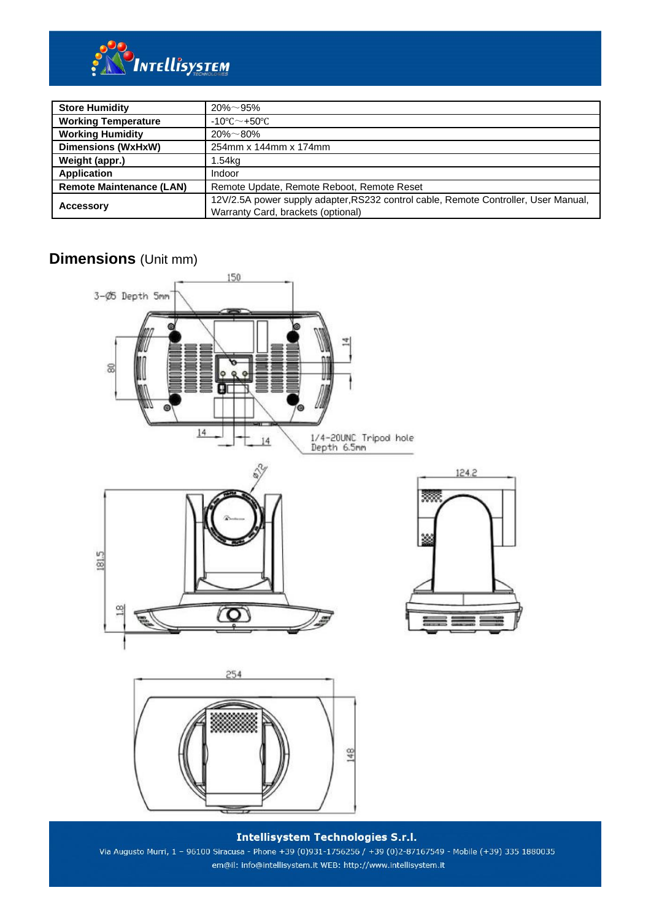| | |
|---|---|
| **Store Humidity** | 20%～95% |
| **Working Temperature** | -10℃～+50℃ |
| **Working Humidity** | 20%～80% |
| **Dimensions (WxHxW)** | 254mm x 144mm x 174mm |
| **Weight (appr.)** | 1.54kg |
| **Application** | Indoor |
| **Remote Maintenance (LAN)** | Remote Update, Remote Reboot, Remote Reset |
| **Accessory** | 12V/2.5A power supply adapter,RS232 control cable, Remote Controller, User Manual, Warranty Card, brackets (optional) |

## Dimensions (Unit mm)

150
3-Ø5 Depth 5mm
80
14
14
14
1/4-20UNC Tripod hole
Depth 6.5mm

Ø72
181.5
1.8
124.2

254
148